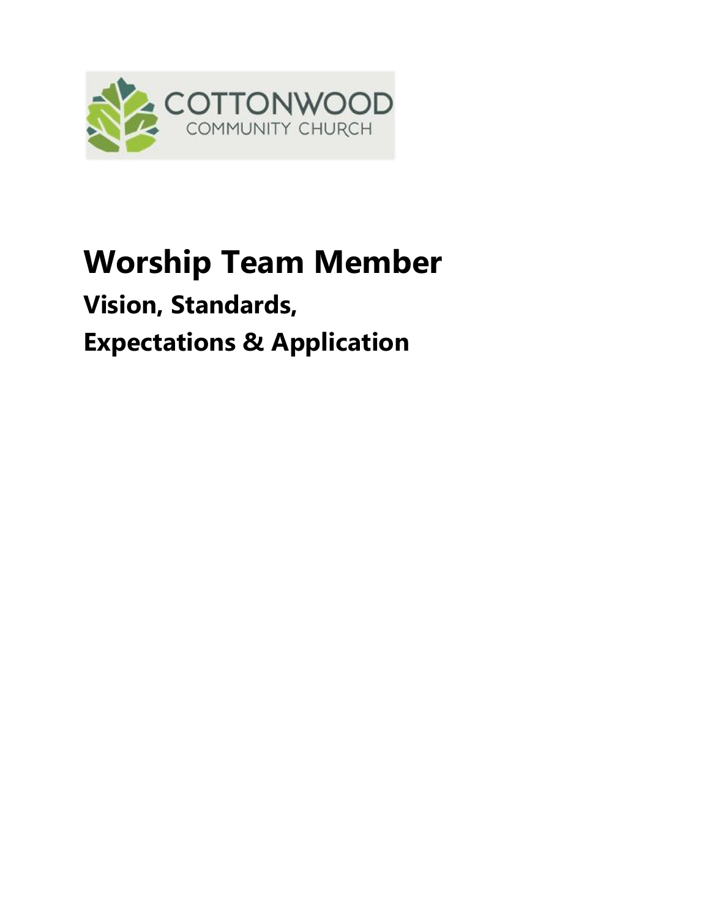COTTONWOOD
COMMUNITY CHURCH

# Worship Team Member

## Vision, Standards,
## Expectations & Application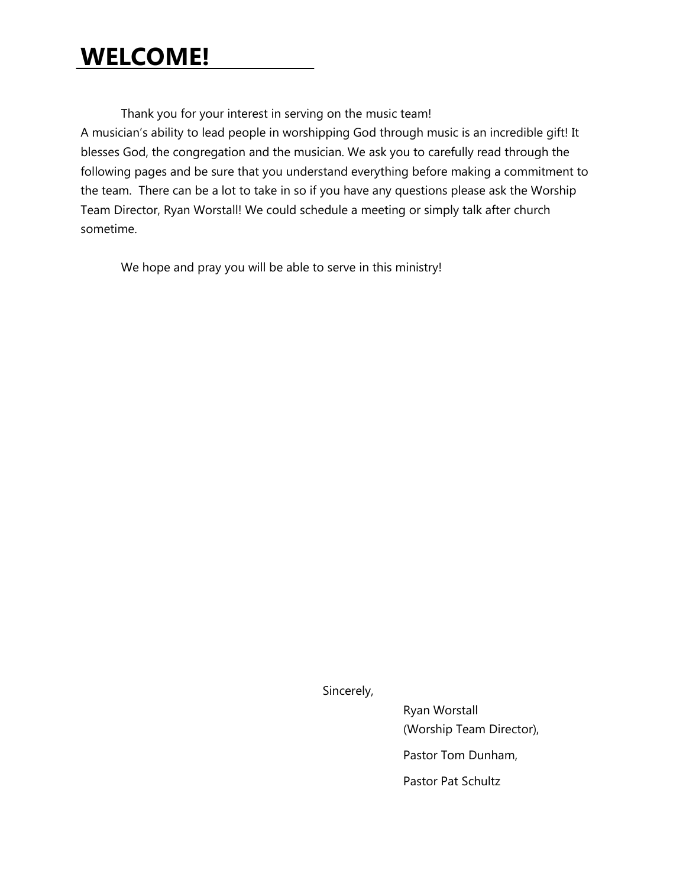# WELCOME!

Thank you for your interest in serving on the music team!
A musician's ability to lead people in worshipping God through music is an incredible gift! It blesses God, the congregation and the musician. We ask you to carefully read through the following pages and be sure that you understand everything before making a commitment to the team. There can be a lot to take in so if you have any questions please ask the Worship Team Director, Ryan Worstall! We could schedule a meeting or simply talk after church sometime.

We hope and pray you will be able to serve in this ministry!

Sincerely,

Ryan Worstall
(Worship Team Director),

Pastor Tom Dunham,

Pastor Pat Schultz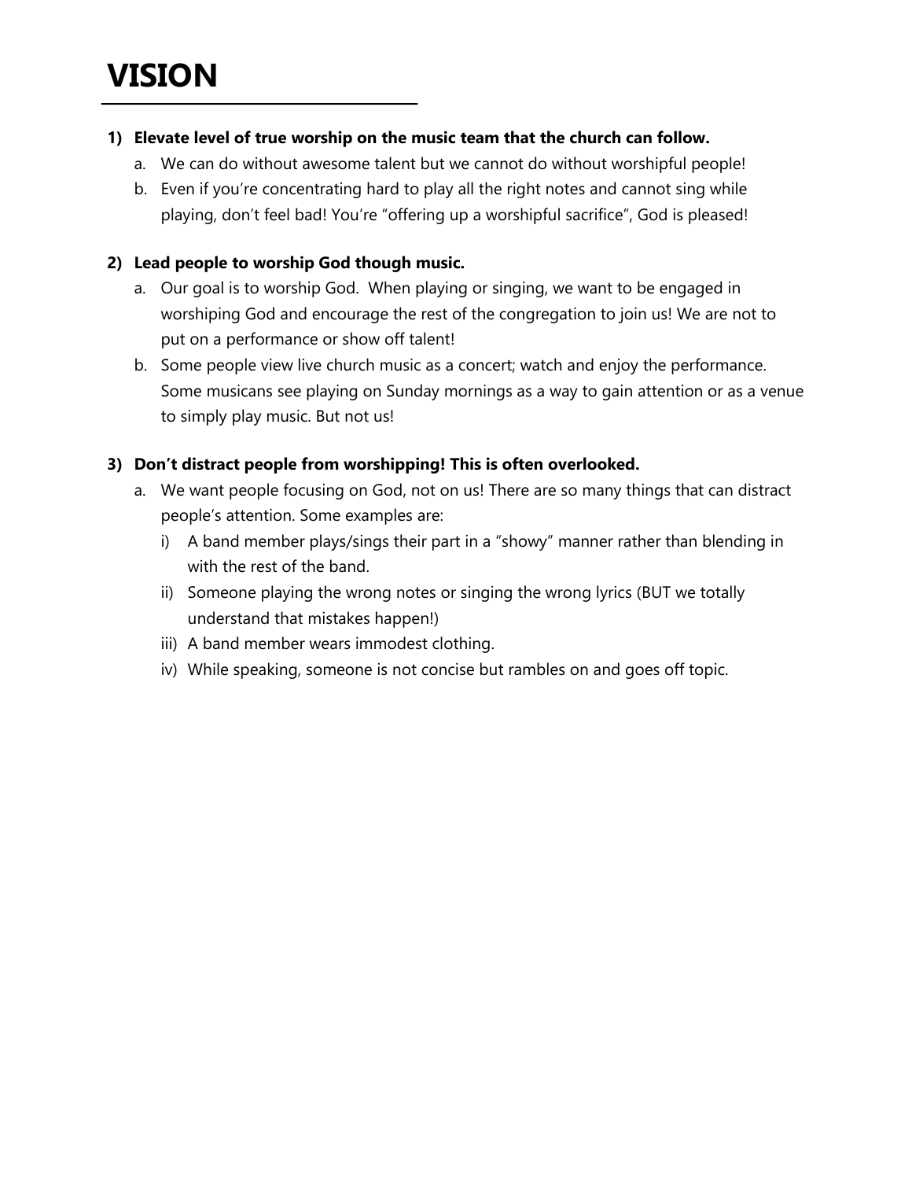# VISION

1) **Elevate level of true worship on the music team that the church can follow.**
   a. We can do without awesome talent but we cannot do without worshipful people!
   b. Even if you're concentrating hard to play all the right notes and cannot sing while playing, don't feel bad! You're "offering up a worshipful sacrifice", God is pleased!

2) **Lead people to worship God though music.**
   a. Our goal is to worship God. When playing or singing, we want to be engaged in worshiping God and encourage the rest of the congregation to join us! We are not to put on a performance or show off talent!
   b. Some people view live church music as a concert; watch and enjoy the performance. Some musicans see playing on Sunday mornings as a way to gain attention or as a venue to simply play music. But not us!

3) **Don't distract people from worshipping! This is often overlooked.**
   a. We want people focusing on God, not on us! There are so many things that can distract people's attention. Some examples are:
      i) A band member plays/sings their part in a "showy" manner rather than blending in with the rest of the band.
      ii) Someone playing the wrong notes or singing the wrong lyrics (BUT we totally understand that mistakes happen!)
      iii) A band member wears immodest clothing.
      iv) While speaking, someone is not concise but rambles on and goes off topic.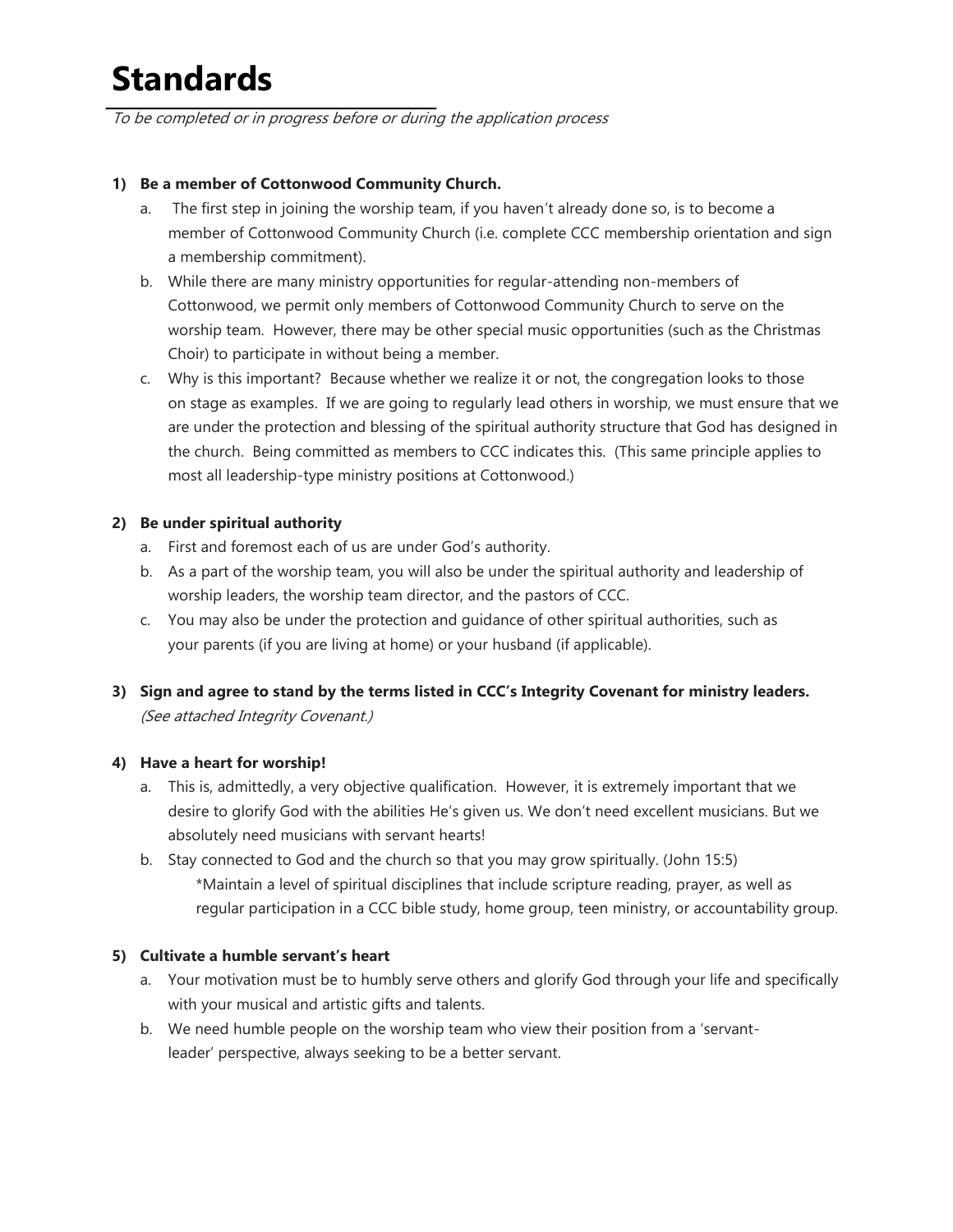# Standards

*To be completed or in progress before or during the application process*

**1) Be a member of Cottonwood Community Church.**

a. The first step in joining the worship team, if you haven't already done so, is to become a member of Cottonwood Community Church (i.e. complete CCC membership orientation and sign a membership commitment).

b. While there are many ministry opportunities for regular-attending non-members of Cottonwood, we permit only members of Cottonwood Community Church to serve on the worship team. However, there may be other special music opportunities (such as the Christmas Choir) to participate in without being a member.

c. Why is this important? Because whether we realize it or not, the congregation looks to those on stage as examples. If we are going to regularly lead others in worship, we must ensure that we are under the protection and blessing of the spiritual authority structure that God has designed in the church. Being committed as members to CCC indicates this. (This same principle applies to most all leadership-type ministry positions at Cottonwood.)

**2) Be under spiritual authority**

a. First and foremost each of us are under God's authority.

b. As a part of the worship team, you will also be under the spiritual authority and leadership of worship leaders, the worship team director, and the pastors of CCC.

c. You may also be under the protection and guidance of other spiritual authorities, such as your parents (if you are living at home) or your husband (if applicable).

**3) Sign and agree to stand by the terms listed in CCC's Integrity Covenant for ministry leaders.**
*(See attached Integrity Covenant.)*

**4) Have a heart for worship!**

a. This is, admittedly, a very objective qualification. However, it is extremely important that we desire to glorify God with the abilities He's given us. We don't need excellent musicians. But we absolutely need musicians with servant hearts!

b. Stay connected to God and the church so that you may grow spiritually. (John 15:5)
*Maintain a level of spiritual disciplines that include scripture reading, prayer, as well as regular participation in a CCC bible study, home group, teen ministry, or accountability group.

**5) Cultivate a humble servant's heart**

a. Your motivation must be to humbly serve others and glorify God through your life and specifically with your musical and artistic gifts and talents.

b. We need humble people on the worship team who view their position from a 'servant-leader' perspective, always seeking to be a better servant.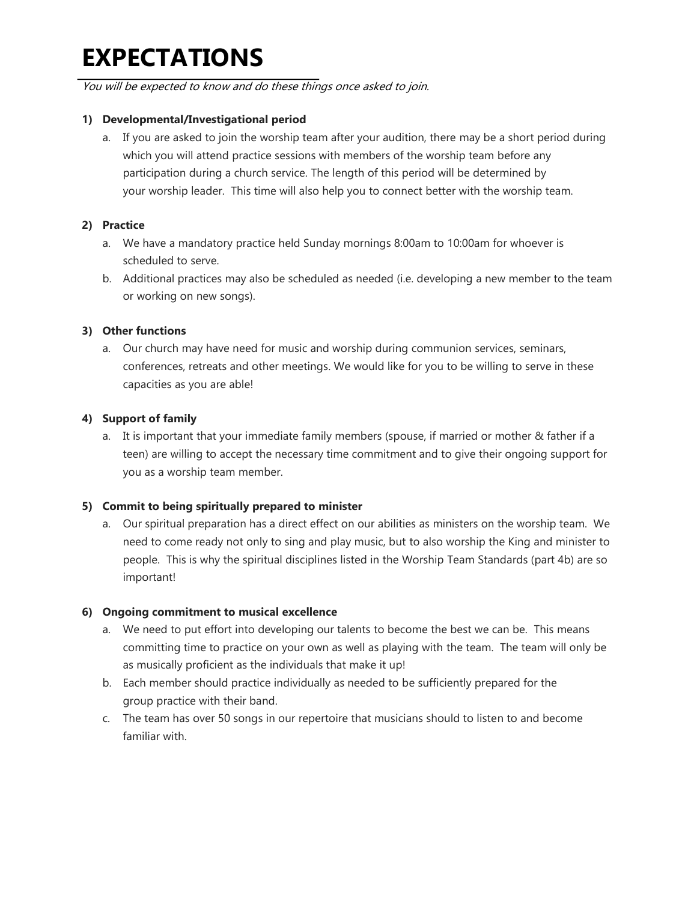# EXPECTATIONS

*You will be expected to know and do these things once asked to join.*

**1) Developmental/Investigational period**

   a. If you are asked to join the worship team after your audition, there may be a short period during which you will attend practice sessions with members of the worship team before any participation during a church service. The length of this period will be determined by your worship leader. This time will also help you to connect better with the worship team.

**2) Practice**

   a. We have a mandatory practice held Sunday mornings 8:00am to 10:00am for whoever is scheduled to serve.

   b. Additional practices may also be scheduled as needed (i.e. developing a new member to the team or working on new songs).

**3) Other functions**

   a. Our church may have need for music and worship during communion services, seminars, conferences, retreats and other meetings. We would like for you to be willing to serve in these capacities as you are able!

**4) Support of family**

   a. It is important that your immediate family members (spouse, if married or mother & father if a teen) are willing to accept the necessary time commitment and to give their ongoing support for you as a worship team member.

**5) Commit to being spiritually prepared to minister**

   a. Our spiritual preparation has a direct effect on our abilities as ministers on the worship team. We need to come ready not only to sing and play music, but to also worship the King and minister to people. This is why the spiritual disciplines listed in the Worship Team Standards (part 4b) are so important!

**6) Ongoing commitment to musical excellence**

   a. We need to put effort into developing our talents to become the best we can be. This means committing time to practice on your own as well as playing with the team. The team will only be as musically proficient as the individuals that make it up!

   b. Each member should practice individually as needed to be sufficiently prepared for the group practice with their band.

   c. The team has over 50 songs in our repertoire that musicians should to listen to and become familiar with.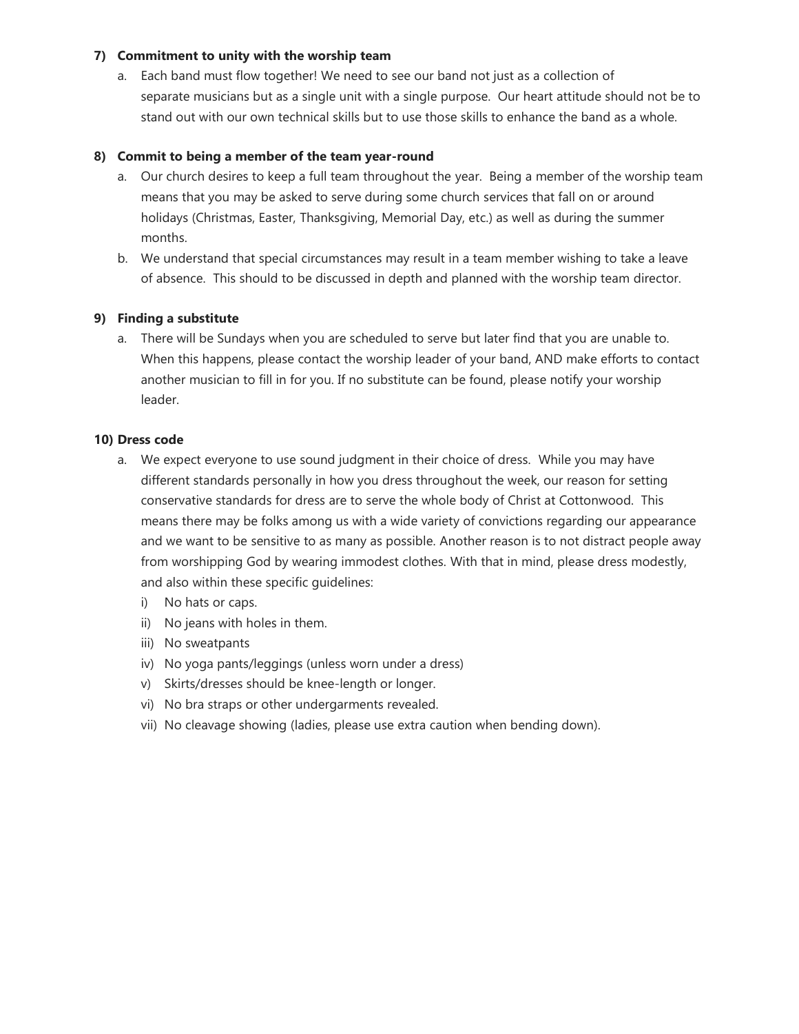**7) Commitment to unity with the worship team**

a. Each band must flow together! We need to see our band not just as a collection of separate musicians but as a single unit with a single purpose. Our heart attitude should not be to stand out with our own technical skills but to use those skills to enhance the band as a whole.

**8) Commit to being a member of the team year-round**

a. Our church desires to keep a full team throughout the year. Being a member of the worship team means that you may be asked to serve during some church services that fall on or around holidays (Christmas, Easter, Thanksgiving, Memorial Day, etc.) as well as during the summer months.

b. We understand that special circumstances may result in a team member wishing to take a leave of absence. This should to be discussed in depth and planned with the worship team director.

**9) Finding a substitute**

a. There will be Sundays when you are scheduled to serve but later find that you are unable to. When this happens, please contact the worship leader of your band, AND make efforts to contact another musician to fill in for you. If no substitute can be found, please notify your worship leader.

**10) Dress code**

a. We expect everyone to use sound judgment in their choice of dress. While you may have different standards personally in how you dress throughout the week, our reason for setting conservative standards for dress are to serve the whole body of Christ at Cottonwood. This means there may be folks among us with a wide variety of convictions regarding our appearance and we want to be sensitive to as many as possible. Another reason is to not distract people away from worshipping God by wearing immodest clothes. With that in mind, please dress modestly, and also within these specific guidelines:

   i) No hats or caps.
   ii) No jeans with holes in them.
   iii) No sweatpants
   iv) No yoga pants/leggings (unless worn under a dress)
   v) Skirts/dresses should be knee-length or longer.
   vi) No bra straps or other undergarments revealed.
   vii) No cleavage showing (ladies, please use extra caution when bending down).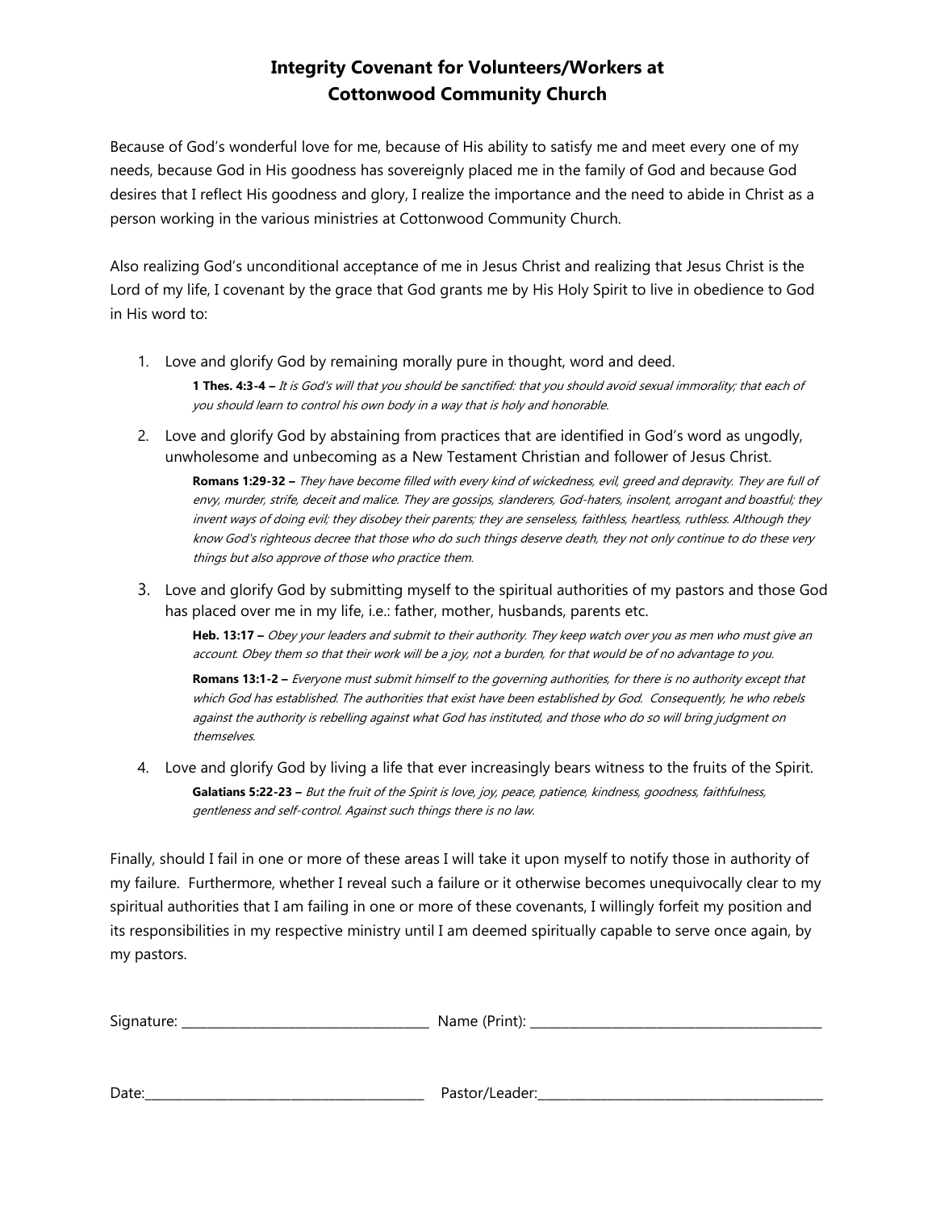# Integrity Covenant for Volunteers/Workers at Cottonwood Community Church

Because of God's wonderful love for me, because of His ability to satisfy me and meet every one of my needs, because God in His goodness has sovereignly placed me in the family of God and because God desires that I reflect His goodness and glory, I realize the importance and the need to abide in Christ as a person working in the various ministries at Cottonwood Community Church.

Also realizing God's unconditional acceptance of me in Jesus Christ and realizing that Jesus Christ is the Lord of my life, I covenant by the grace that God grants me by His Holy Spirit to live in obedience to God in His word to:

1. Love and glorify God by remaining morally pure in thought, word and deed.

   **1 Thes. 4:3-4 –** *It is God's will that you should be sanctified: that you should avoid sexual immorality; that each of you should learn to control his own body in a way that is holy and honorable.*

2. Love and glorify God by abstaining from practices that are identified in God's word as ungodly, unwholesome and unbecoming as a New Testament Christian and follower of Jesus Christ.

   **Romans 1:29-32 –** *They have become filled with every kind of wickedness, evil, greed and depravity. They are full of envy, murder, strife, deceit and malice. They are gossips, slanderers, God-haters, insolent, arrogant and boastful; they invent ways of doing evil; they disobey their parents; they are senseless, faithless, heartless, ruthless. Although they know God's righteous decree that those who do such things deserve death, they not only continue to do these very things but also approve of those who practice them.*

3. Love and glorify God by submitting myself to the spiritual authorities of my pastors and those God has placed over me in my life, i.e.: father, mother, husbands, parents etc.

   **Heb. 13:17 –** *Obey your leaders and submit to their authority. They keep watch over you as men who must give an account. Obey them so that their work will be a joy, not a burden, for that would be of no advantage to you.*

   **Romans 13:1-2 –** *Everyone must submit himself to the governing authorities, for there is no authority except that which God has established. The authorities that exist have been established by God. Consequently, he who rebels against the authority is rebelling against what God has instituted, and those who do so will bring judgment on themselves.*

4. Love and glorify God by living a life that ever increasingly bears witness to the fruits of the Spirit.

   **Galatians 5:22-23 –** *But the fruit of the Spirit is love, joy, peace, patience, kindness, goodness, faithfulness, gentleness and self-control. Against such things there is no law.*

Finally, should I fail in one or more of these areas I will take it upon myself to notify those in authority of my failure. Furthermore, whether I reveal such a failure or it otherwise becomes unequivocally clear to my spiritual authorities that I am failing in one or more of these covenants, I willingly forfeit my position and its responsibilities in my respective ministry until I am deemed spiritually capable to serve once again, by my pastors.

Signature: ____________________________ Name (Print): ____________________________

Date: ____________________________ Pastor/Leader: ____________________________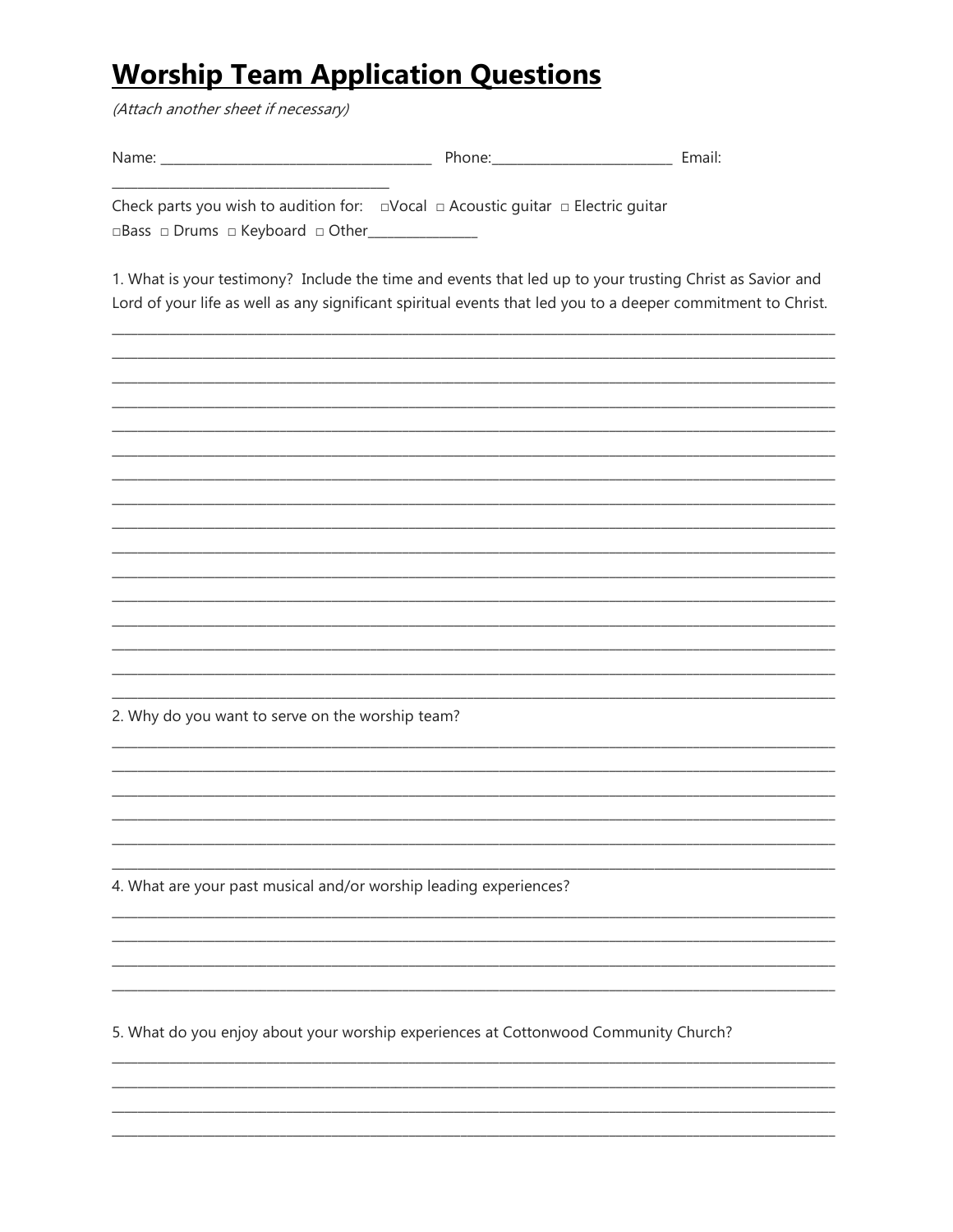# **Worship Team Application Questions**

*(Attach another sheet if necessary)*

Name: ______________________________ Phone:____________________ Email: ______________________________

Check parts you wish to audition for: □Vocal □ Acoustic guitar □ Electric guitar □Bass □ Drums □ Keyboard □ Other____________

1. What is your testimony? Include the time and events that led up to your trusting Christ as Savior and Lord of your life as well as any significant spiritual events that led you to a deeper commitment to Christ.

______________________________________________________________________________
______________________________________________________________________________
______________________________________________________________________________
______________________________________________________________________________
______________________________________________________________________________
______________________________________________________________________________
______________________________________________________________________________
______________________________________________________________________________
______________________________________________________________________________
______________________________________________________________________________
______________________________________________________________________________
______________________________________________________________________________
______________________________________________________________________________
______________________________________________________________________________
______________________________________________________________________________
______________________________________________________________________________

2. Why do you want to serve on the worship team?

______________________________________________________________________________
______________________________________________________________________________
______________________________________________________________________________
______________________________________________________________________________
______________________________________________________________________________
______________________________________________________________________________

4. What are your past musical and/or worship leading experiences?

______________________________________________________________________________
______________________________________________________________________________
______________________________________________________________________________
______________________________________________________________________________

5. What do you enjoy about your worship experiences at Cottonwood Community Church?

______________________________________________________________________________
______________________________________________________________________________
______________________________________________________________________________
______________________________________________________________________________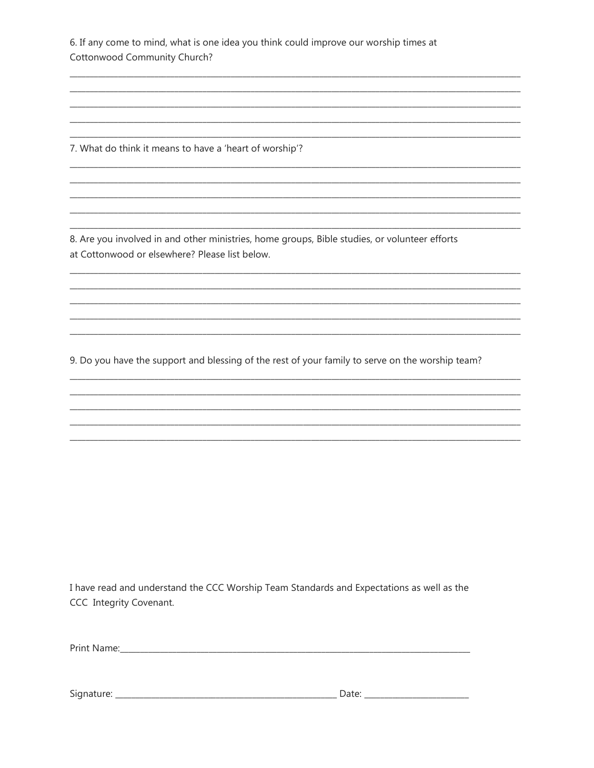6. If any come to mind, what is one idea you think could improve our worship times at Cottonwood Community Church?

_______________________________________________________________________________
_______________________________________________________________________________
_______________________________________________________________________________
_______________________________________________________________________________
_______________________________________________________________________________

7. What do think it means to have a 'heart of worship'?

_______________________________________________________________________________
_______________________________________________________________________________
_______________________________________________________________________________
_______________________________________________________________________________
_______________________________________________________________________________

8. Are you involved in and other ministries, home groups, Bible studies, or volunteer efforts at Cottonwood or elsewhere? Please list below.

_______________________________________________________________________________
_______________________________________________________________________________
_______________________________________________________________________________
_______________________________________________________________________________
_______________________________________________________________________________

9. Do you have the support and blessing of the rest of your family to serve on the worship team?

_______________________________________________________________________________
_______________________________________________________________________________
_______________________________________________________________________________
_______________________________________________________________________________
_______________________________________________________________________________

I have read and understand the CCC Worship Team Standards and Expectations as well as the CCC Integrity Covenant.

Print Name:_______________________________________________________________

Signature: ________________________________________ Date: ___________________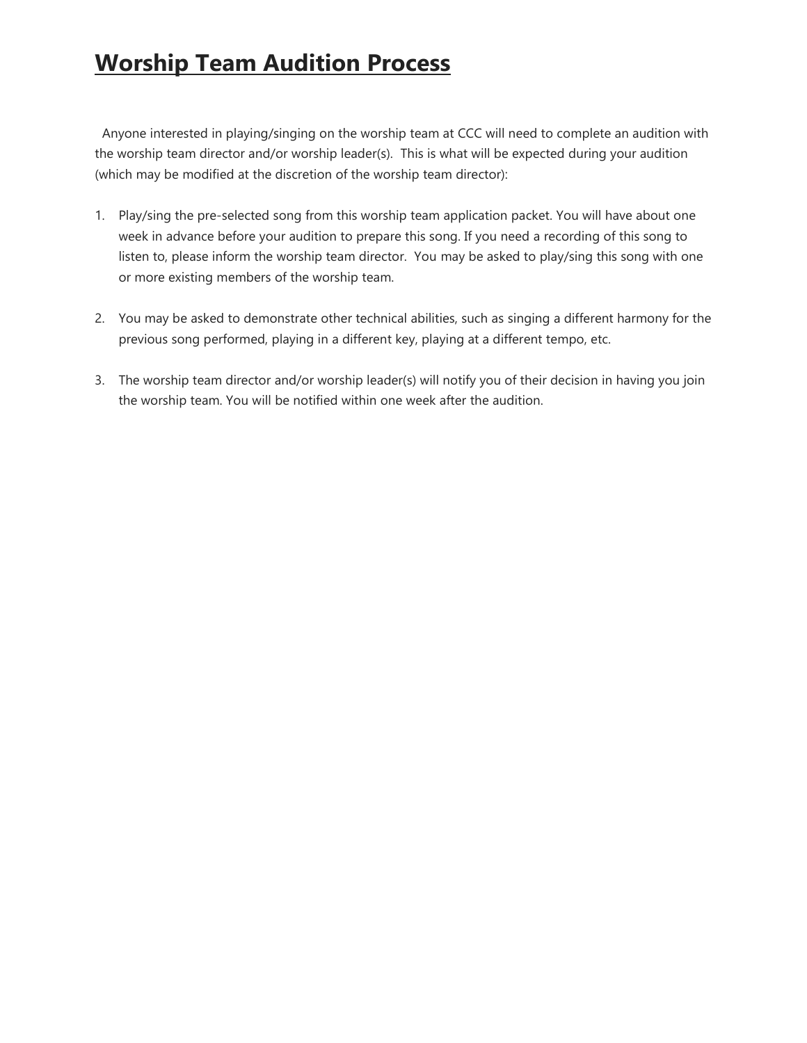# **Worship Team Audition Process**

Anyone interested in playing/singing on the worship team at CCC will need to complete an audition with the worship team director and/or worship leader(s). This is what will be expected during your audition (which may be modified at the discretion of the worship team director):

1. Play/sing the pre-selected song from this worship team application packet. You will have about one week in advance before your audition to prepare this song. If you need a recording of this song to listen to, please inform the worship team director. You may be asked to play/sing this song with one or more existing members of the worship team.

2. You may be asked to demonstrate other technical abilities, such as singing a different harmony for the previous song performed, playing in a different key, playing at a different tempo, etc.

3. The worship team director and/or worship leader(s) will notify you of their decision in having you join the worship team. You will be notified within one week after the audition.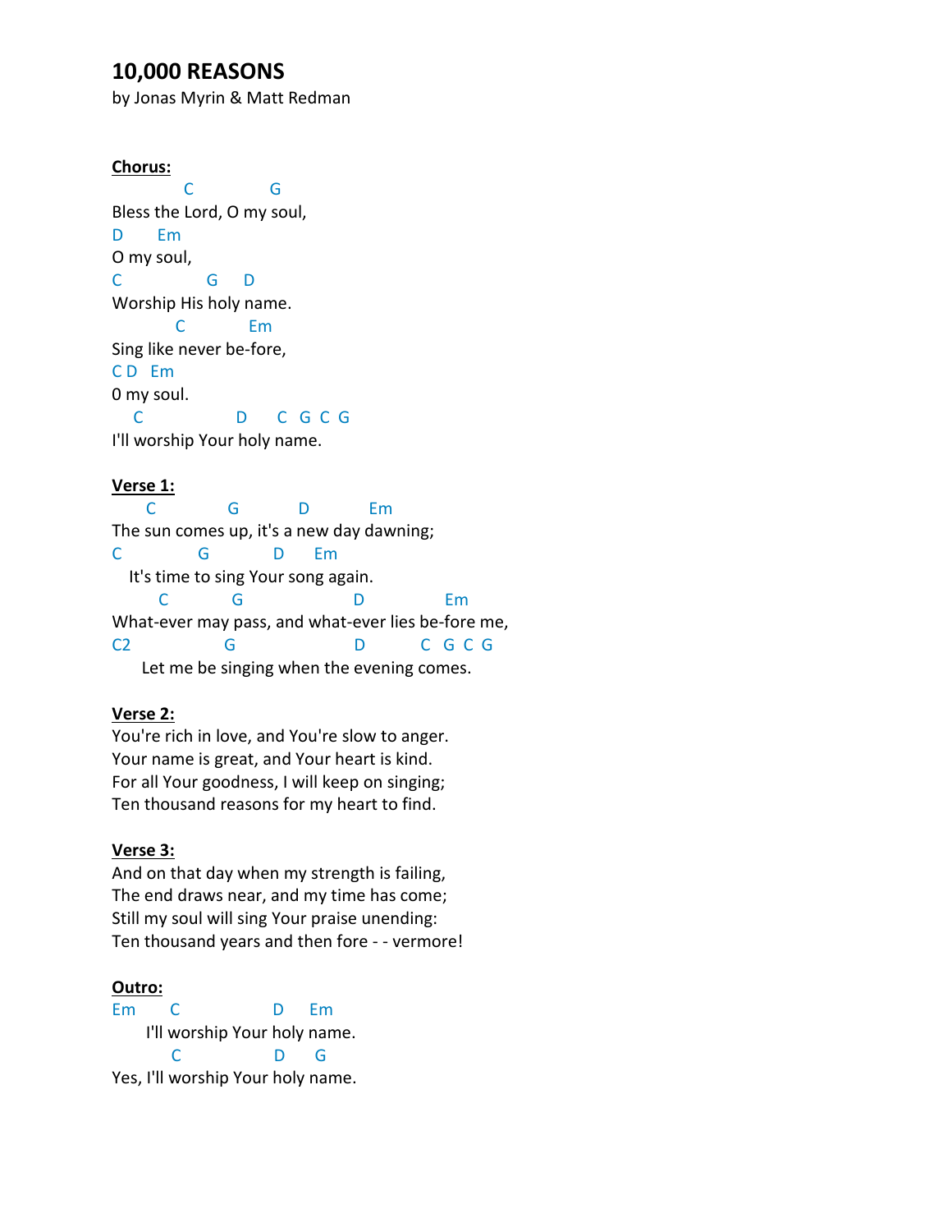## 10,000 REASONS

by Jonas Myrin & Matt Redman

**Chorus:**

```
            C              G
Bless the Lord, O my soul,
D      Em
O my soul,
C               G     D
Worship His holy name.
           C            Em
Sing like never be-fore,
C D   Em
0 my soul.
    C                 D      C  G  C  G
I'll worship Your holy name.
```

**Verse 1:**

```
      C             G           D           Em
The sun comes up, it's a new day dawning;
C             G           D      Em
   It's time to sing Your song again.
        C          G                  D              Em
What-ever may pass, and what-ever lies be-fore me,
C2                 G                    D          C  G  C  G
     Let me be singing when the evening comes.
```

**Verse 2:**

You're rich in love, and You're slow to anger.
Your name is great, and Your heart is kind.
For all Your goodness, I will keep on singing;
Ten thousand reasons for my heart to find.

**Verse 3:**

And on that day when my strength is failing,
The end draws near, and my time has come;
Still my soul will sing Your praise unending:
Ten thousand years and then fore - - vermore!

**Outro:**

```
Em      C                 D      Em
      I'll worship Your holy name.
          C                 D      G
Yes, I'll worship Your holy name.
```